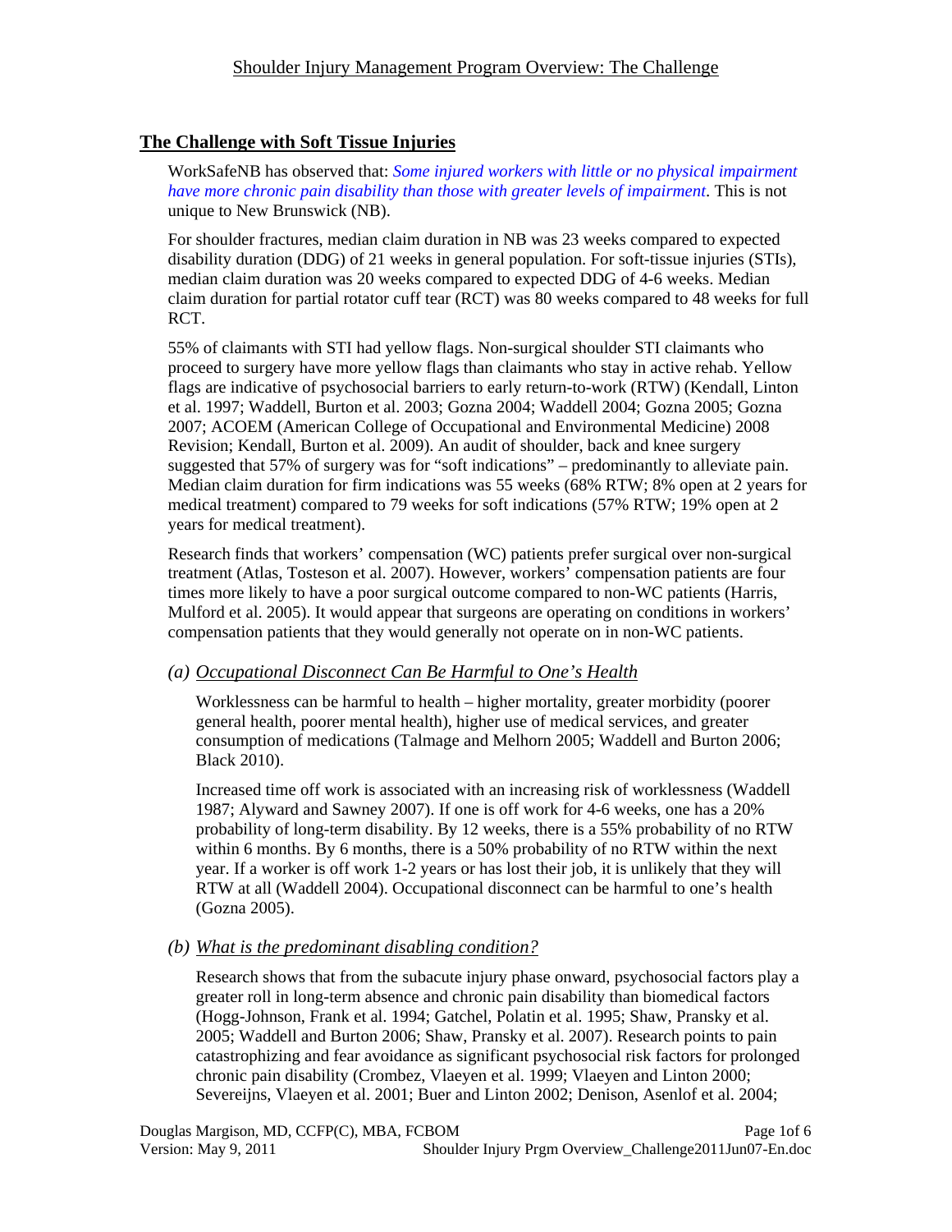## The Challenge with Soft Tissue Injuries

WorkSafeNB has observed that: *Some injured workers with little or no physical impairment have more chronic pain disability than those with greater levels of impairment*. This is not unique to New Brunswick (NB).

For shoulder fractures, median claim duration in NB was 23 weeks compared to expected disability duration (DDG) of 21 weeks in general population. For soft-tissue injuries (STIs), median claim duration was 20 weeks compared to expected DDG of 4-6 weeks. Median claim duration for partial rotator cuff tear (RCT) was 80 weeks compared to 48 weeks for full RCT.

55% of claimants with STI had yellow flags. Non-surgical shoulder STI claimants who proceed to surgery have more yellow flags than claimants who stay in active rehab. Yellow flags are indicative of psychosocial barriers to early return-to-work (RTW) (Kendall, Linton et al. 1997; Waddell, Burton et al. 2003; Gozna 2004; Waddell 2004; Gozna 2005; Gozna 2007; ACOEM (American College of Occupational and Environmental Medicine) 2008 Revision; Kendall, Burton et al. 2009). An audit of shoulder, back and knee surgery suggested that 57% of surgery was for "soft indications" – predominantly to alleviate pain. Median claim duration for firm indications was 55 weeks (68% RTW; 8% open at 2 years for medical treatment) compared to 79 weeks for soft indications (57% RTW; 19% open at 2 years for medical treatment).

Research finds that workers' compensation (WC) patients prefer surgical over non-surgical treatment (Atlas, Tosteson et al. 2007). However, workers' compensation patients are four times more likely to have a poor surgical outcome compared to non-WC patients (Harris, Mulford et al. 2005). It would appear that surgeons are operating on conditions in workers' compensation patients that they would generally not operate on in non-WC patients.

### (a) Occupational Disconnect Can Be Harmful to One's Health

Worklessness can be harmful to health – higher mortality, greater morbidity (poorer general health, poorer mental health), higher use of medical services, and greater consumption of medications (Talmage and Melhorn 2005; Waddell and Burton 2006; Black 2010).

Increased time off work is associated with an increasing risk of worklessness (Waddell 1987; Alyward and Sawney 2007). If one is off work for 4-6 weeks, one has a 20% probability of long-term disability. By 12 weeks, there is a 55% probability of no RTW within 6 months. By 6 months, there is a 50% probability of no RTW within the next year. If a worker is off work 1-2 years or has lost their job, it is unlikely that they will RTW at all (Waddell 2004). Occupational disconnect can be harmful to one's health (Gozna 2005).

### (b) What is the predominant disabling condition?

Research shows that from the subacute injury phase onward, psychosocial factors play a greater roll in long-term absence and chronic pain disability than biomedical factors (Hogg-Johnson, Frank et al. 1994; Gatchel, Polatin et al. 1995; Shaw, Pransky et al. 2005; Waddell and Burton 2006; Shaw, Pransky et al. 2007). Research points to pain catastrophizing and fear avoidance as significant psychosocial risk factors for prolonged chronic pain disability (Crombez, Vlaeyen et al. 1999; Vlaeyen and Linton 2000; Severeijns, Vlaeyen et al. 2001; Buer and Linton 2002; Denison, Asenlof et al. 2004;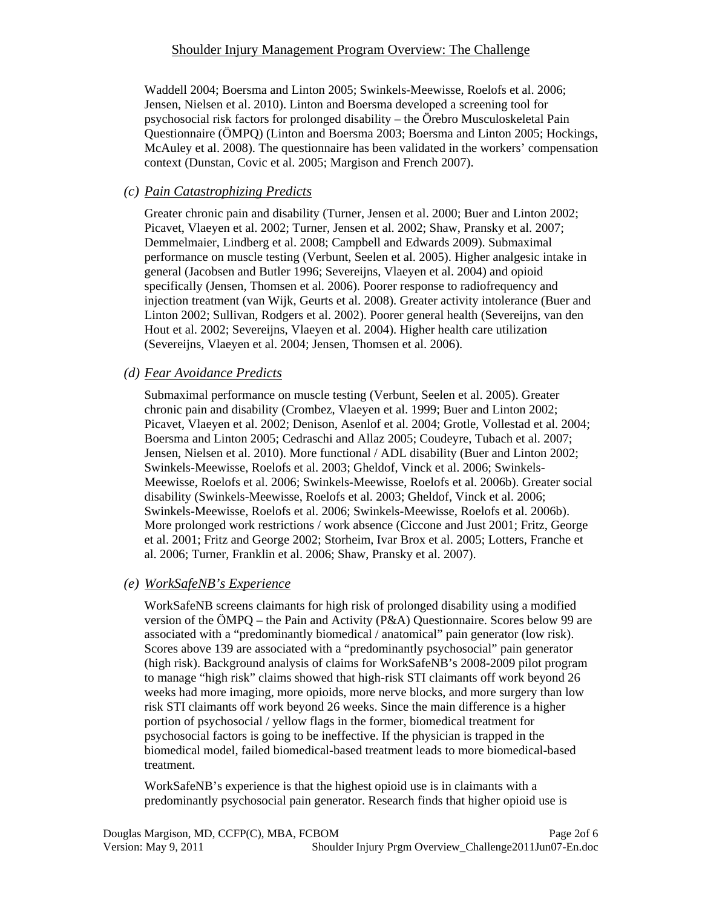Waddell 2004; Boersma and Linton 2005; Swinkels-Meewisse, Roelofs et al. 2006; Jensen, Nielsen et al. 2010). Linton and Boersma developed a screening tool for psychosocial risk factors for prolonged disability – the Örebro Musculoskeletal Pain Questionnaire (ÖMPQ) (Linton and Boersma 2003; Boersma and Linton 2005; Hockings, McAuley et al. 2008). The questionnaire has been validated in the workers' compensation context (Dunstan, Covic et al. 2005; Margison and French 2007).

*(c) Pain Catastrophizing Predicts*

Greater chronic pain and disability (Turner, Jensen et al. 2000; Buer and Linton 2002; Picavet, Vlaeyen et al. 2002; Turner, Jensen et al. 2002; Shaw, Pransky et al. 2007; Demmelmaier, Lindberg et al. 2008; Campbell and Edwards 2009). Submaximal performance on muscle testing (Verbunt, Seelen et al. 2005). Higher analgesic intake in general (Jacobsen and Butler 1996; Severeijns, Vlaeyen et al. 2004) and opioid specifically (Jensen, Thomsen et al. 2006). Poorer response to radiofrequency and injection treatment (van Wijk, Geurts et al. 2008). Greater activity intolerance (Buer and Linton 2002; Sullivan, Rodgers et al. 2002). Poorer general health (Severeijns, van den Hout et al. 2002; Severeijns, Vlaeyen et al. 2004). Higher health care utilization (Severeijns, Vlaeyen et al. 2004; Jensen, Thomsen et al. 2006).

*(d) Fear Avoidance Predicts*

Submaximal performance on muscle testing (Verbunt, Seelen et al. 2005). Greater chronic pain and disability (Crombez, Vlaeyen et al. 1999; Buer and Linton 2002; Picavet, Vlaeyen et al. 2002; Denison, Asenlof et al. 2004; Grotle, Vollestad et al. 2004; Boersma and Linton 2005; Cedraschi and Allaz 2005; Coudeyre, Tubach et al. 2007; Jensen, Nielsen et al. 2010). More functional / ADL disability (Buer and Linton 2002; Swinkels-Meewisse, Roelofs et al. 2003; Gheldof, Vinck et al. 2006; Swinkels-Meewisse, Roelofs et al. 2006; Swinkels-Meewisse, Roelofs et al. 2006b). Greater social disability (Swinkels-Meewisse, Roelofs et al. 2003; Gheldof, Vinck et al. 2006; Swinkels-Meewisse, Roelofs et al. 2006; Swinkels-Meewisse, Roelofs et al. 2006b). More prolonged work restrictions / work absence (Ciccone and Just 2001; Fritz, George et al. 2001; Fritz and George 2002; Storheim, Ivar Brox et al. 2005; Lotters, Franche et al. 2006; Turner, Franklin et al. 2006; Shaw, Pransky et al. 2007).

*(e) WorkSafeNB's Experience*

WorkSafeNB screens claimants for high risk of prolonged disability using a modified version of the ÖMPQ – the Pain and Activity (P&A) Questionnaire. Scores below 99 are associated with a "predominantly biomedical / anatomical" pain generator (low risk). Scores above 139 are associated with a "predominantly psychosocial" pain generator (high risk). Background analysis of claims for WorkSafeNB's 2008-2009 pilot program to manage "high risk" claims showed that high-risk STI claimants off work beyond 26 weeks had more imaging, more opioids, more nerve blocks, and more surgery than low risk STI claimants off work beyond 26 weeks. Since the main difference is a higher portion of psychosocial / yellow flags in the former, biomedical treatment for psychosocial factors is going to be ineffective. If the physician is trapped in the biomedical model, failed biomedical-based treatment leads to more biomedical-based treatment.

WorkSafeNB's experience is that the highest opioid use is in claimants with a predominantly psychosocial pain generator. Research finds that higher opioid use is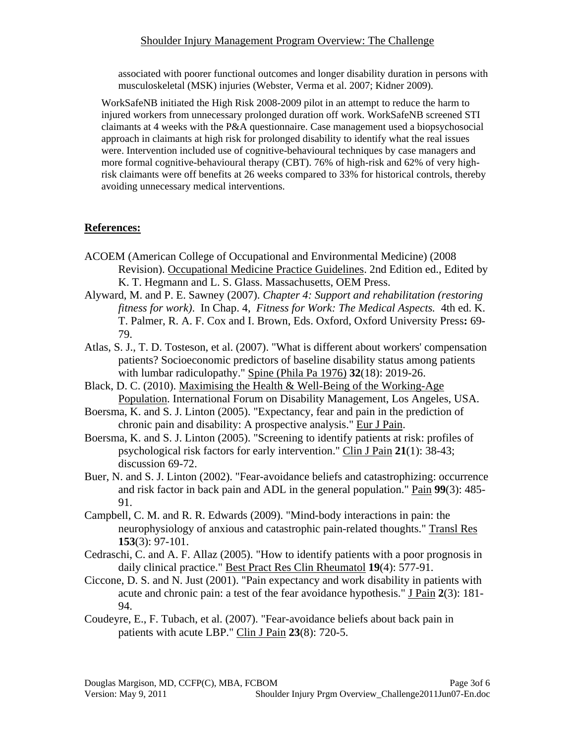associated with poorer functional outcomes and longer disability duration in persons with musculoskeletal (MSK) injuries (Webster, Verma et al. 2007; Kidner 2009).

WorkSafeNB initiated the High Risk 2008-2009 pilot in an attempt to reduce the harm to injured workers from unnecessary prolonged duration off work. WorkSafeNB screened STI claimants at 4 weeks with the P&A questionnaire. Case management used a biopsychosocial approach in claimants at high risk for prolonged disability to identify what the real issues were. Intervention included use of cognitive-behavioural techniques by case managers and more formal cognitive-behavioural therapy (CBT). 76% of high-risk and 62% of very high-risk claimants were off benefits at 26 weeks compared to 33% for historical controls, thereby avoiding unnecessary medical interventions.

## References:

ACOEM (American College of Occupational and Environmental Medicine) (2008 Revision). Occupational Medicine Practice Guidelines. 2nd Edition ed., Edited by K. T. Hegmann and L. S. Glass. Massachusetts, OEM Press.

Alyward, M. and P. E. Sawney (2007). *Chapter 4: Support and rehabilitation (restoring fitness for work)*. In Chap. 4, *Fitness for Work: The Medical Aspects.* 4th ed. K. T. Palmer, R. A. F. Cox and I. Brown, Eds. Oxford, Oxford University Press**:** 69-79.

Atlas, S. J., T. D. Tosteson, et al. (2007). "What is different about workers' compensation patients? Socioeconomic predictors of baseline disability status among patients with lumbar radiculopathy." Spine (Phila Pa 1976) **32**(18): 2019-26.

Black, D. C. (2010). Maximising the Health & Well-Being of the Working-Age Population. International Forum on Disability Management, Los Angeles, USA.

Boersma, K. and S. J. Linton (2005). "Expectancy, fear and pain in the prediction of chronic pain and disability: A prospective analysis." Eur J Pain.

Boersma, K. and S. J. Linton (2005). "Screening to identify patients at risk: profiles of psychological risk factors for early intervention." Clin J Pain **21**(1): 38-43; discussion 69-72.

Buer, N. and S. J. Linton (2002). "Fear-avoidance beliefs and catastrophizing: occurrence and risk factor in back pain and ADL in the general population." Pain **99**(3): 485-91.

Campbell, C. M. and R. R. Edwards (2009). "Mind-body interactions in pain: the neurophysiology of anxious and catastrophic pain-related thoughts." Transl Res **153**(3): 97-101.

Cedraschi, C. and A. F. Allaz (2005). "How to identify patients with a poor prognosis in daily clinical practice." Best Pract Res Clin Rheumatol **19**(4): 577-91.

Ciccone, D. S. and N. Just (2001). "Pain expectancy and work disability in patients with acute and chronic pain: a test of the fear avoidance hypothesis." J Pain **2**(3): 181-94.

Coudeyre, E., F. Tubach, et al. (2007). "Fear-avoidance beliefs about back pain in patients with acute LBP." Clin J Pain **23**(8): 720-5.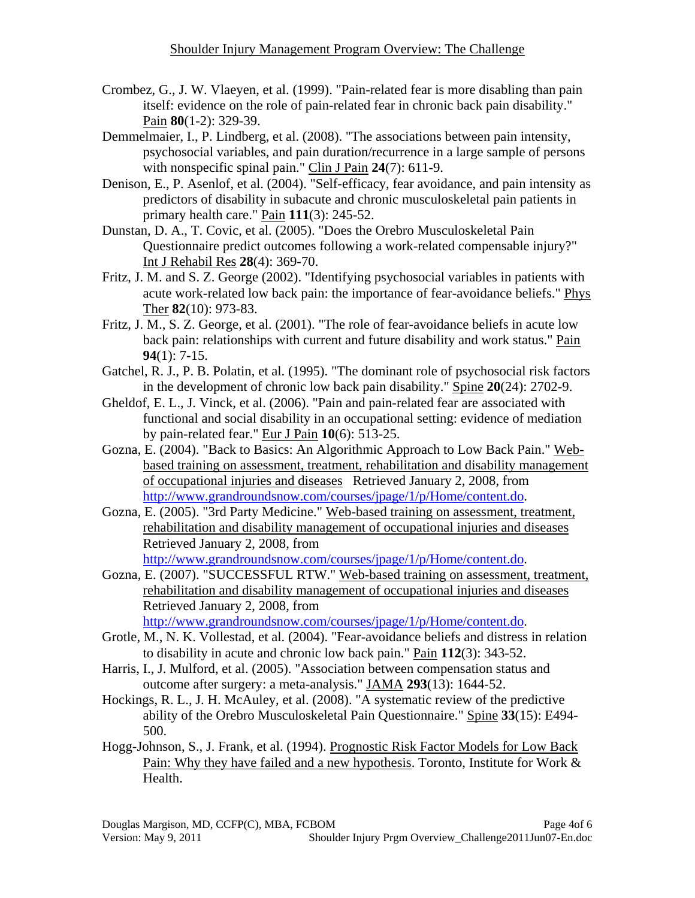Crombez, G., J. W. Vlaeyen, et al. (1999). "Pain-related fear is more disabling than pain itself: evidence on the role of pain-related fear in chronic back pain disability." Pain **80**(1-2): 329-39.

Demmelmaier, I., P. Lindberg, et al. (2008). "The associations between pain intensity, psychosocial variables, and pain duration/recurrence in a large sample of persons with nonspecific spinal pain." Clin J Pain **24**(7): 611-9.

Denison, E., P. Asenlof, et al. (2004). "Self-efficacy, fear avoidance, and pain intensity as predictors of disability in subacute and chronic musculoskeletal pain patients in primary health care." Pain **111**(3): 245-52.

Dunstan, D. A., T. Covic, et al. (2005). "Does the Orebro Musculoskeletal Pain Questionnaire predict outcomes following a work-related compensable injury?" Int J Rehabil Res **28**(4): 369-70.

Fritz, J. M. and S. Z. George (2002). "Identifying psychosocial variables in patients with acute work-related low back pain: the importance of fear-avoidance beliefs." Phys Ther **82**(10): 973-83.

Fritz, J. M., S. Z. George, et al. (2001). "The role of fear-avoidance beliefs in acute low back pain: relationships with current and future disability and work status." Pain **94**(1): 7-15.

Gatchel, R. J., P. B. Polatin, et al. (1995). "The dominant role of psychosocial risk factors in the development of chronic low back pain disability." Spine **20**(24): 2702-9.

Gheldof, E. L., J. Vinck, et al. (2006). "Pain and pain-related fear are associated with functional and social disability in an occupational setting: evidence of mediation by pain-related fear." Eur J Pain **10**(6): 513-25.

Gozna, E. (2004). "Back to Basics: An Algorithmic Approach to Low Back Pain." Web-based training on assessment, treatment, rehabilitation and disability management of occupational injuries and diseases Retrieved January 2, 2008, from http://www.grandroundsnow.com/courses/jpage/1/p/Home/content.do.

Gozna, E. (2005). "3rd Party Medicine." Web-based training on assessment, treatment, rehabilitation and disability management of occupational injuries and diseases Retrieved January 2, 2008, from http://www.grandroundsnow.com/courses/jpage/1/p/Home/content.do.

Gozna, E. (2007). "SUCCESSFUL RTW." Web-based training on assessment, treatment, rehabilitation and disability management of occupational injuries and diseases Retrieved January 2, 2008, from http://www.grandroundsnow.com/courses/jpage/1/p/Home/content.do.

Grotle, M., N. K. Vollestad, et al. (2004). "Fear-avoidance beliefs and distress in relation to disability in acute and chronic low back pain." Pain **112**(3): 343-52.

Harris, I., J. Mulford, et al. (2005). "Association between compensation status and outcome after surgery: a meta-analysis." JAMA **293**(13): 1644-52.

Hockings, R. L., J. H. McAuley, et al. (2008). "A systematic review of the predictive ability of the Orebro Musculoskeletal Pain Questionnaire." Spine **33**(15): E494-500.

Hogg-Johnson, S., J. Frank, et al. (1994). Prognostic Risk Factor Models for Low Back Pain: Why they have failed and a new hypothesis. Toronto, Institute for Work & Health.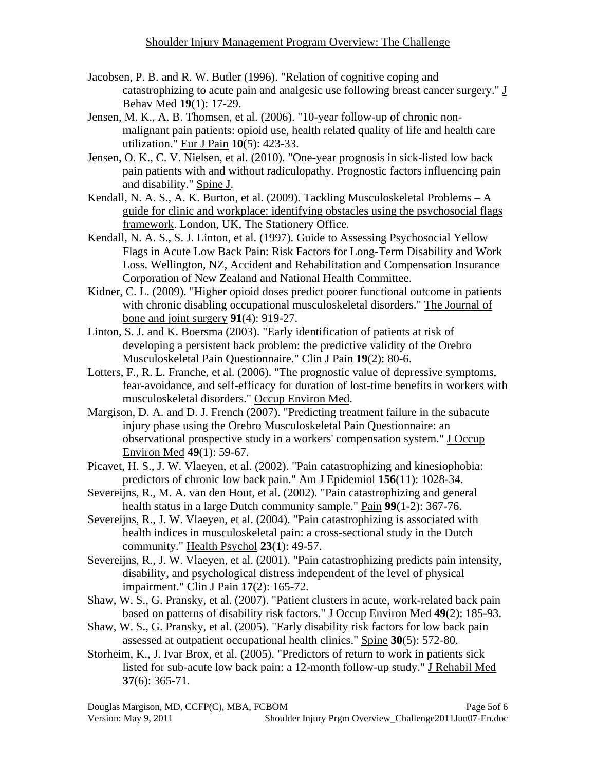Jacobsen, P. B. and R. W. Butler (1996). "Relation of cognitive coping and catastrophizing to acute pain and analgesic use following breast cancer surgery." J Behav Med **19**(1): 17-29.

Jensen, M. K., A. B. Thomsen, et al. (2006). "10-year follow-up of chronic non-malignant pain patients: opioid use, health related quality of life and health care utilization." Eur J Pain **10**(5): 423-33.

Jensen, O. K., C. V. Nielsen, et al. (2010). "One-year prognosis in sick-listed low back pain patients with and without radiculopathy. Prognostic factors influencing pain and disability." Spine J.

Kendall, N. A. S., A. K. Burton, et al. (2009). Tackling Musculoskeletal Problems – A guide for clinic and workplace: identifying obstacles using the psychosocial flags framework. London, UK, The Stationery Office.

Kendall, N. A. S., S. J. Linton, et al. (1997). Guide to Assessing Psychosocial Yellow Flags in Acute Low Back Pain: Risk Factors for Long-Term Disability and Work Loss. Wellington, NZ, Accident and Rehabilitation and Compensation Insurance Corporation of New Zealand and National Health Committee.

Kidner, C. L. (2009). "Higher opioid doses predict poorer functional outcome in patients with chronic disabling occupational musculoskeletal disorders." The Journal of bone and joint surgery **91**(4): 919-27.

Linton, S. J. and K. Boersma (2003). "Early identification of patients at risk of developing a persistent back problem: the predictive validity of the Orebro Musculoskeletal Pain Questionnaire." Clin J Pain **19**(2): 80-6.

Lotters, F., R. L. Franche, et al. (2006). "The prognostic value of depressive symptoms, fear-avoidance, and self-efficacy for duration of lost-time benefits in workers with musculoskeletal disorders." Occup Environ Med.

Margison, D. A. and D. J. French (2007). "Predicting treatment failure in the subacute injury phase using the Orebro Musculoskeletal Pain Questionnaire: an observational prospective study in a workers' compensation system." J Occup Environ Med **49**(1): 59-67.

Picavet, H. S., J. W. Vlaeyen, et al. (2002). "Pain catastrophizing and kinesiophobia: predictors of chronic low back pain." Am J Epidemiol **156**(11): 1028-34.

Severeijns, R., M. A. van den Hout, et al. (2002). "Pain catastrophizing and general health status in a large Dutch community sample." Pain **99**(1-2): 367-76.

Severeijns, R., J. W. Vlaeyen, et al. (2004). "Pain catastrophizing is associated with health indices in musculoskeletal pain: a cross-sectional study in the Dutch community." Health Psychol **23**(1): 49-57.

Severeijns, R., J. W. Vlaeyen, et al. (2001). "Pain catastrophizing predicts pain intensity, disability, and psychological distress independent of the level of physical impairment." Clin J Pain **17**(2): 165-72.

Shaw, W. S., G. Pransky, et al. (2007). "Patient clusters in acute, work-related back pain based on patterns of disability risk factors." J Occup Environ Med **49**(2): 185-93.

Shaw, W. S., G. Pransky, et al. (2005). "Early disability risk factors for low back pain assessed at outpatient occupational health clinics." Spine **30**(5): 572-80.

Storheim, K., J. Ivar Brox, et al. (2005). "Predictors of return to work in patients sick listed for sub-acute low back pain: a 12-month follow-up study." J Rehabil Med **37**(6): 365-71.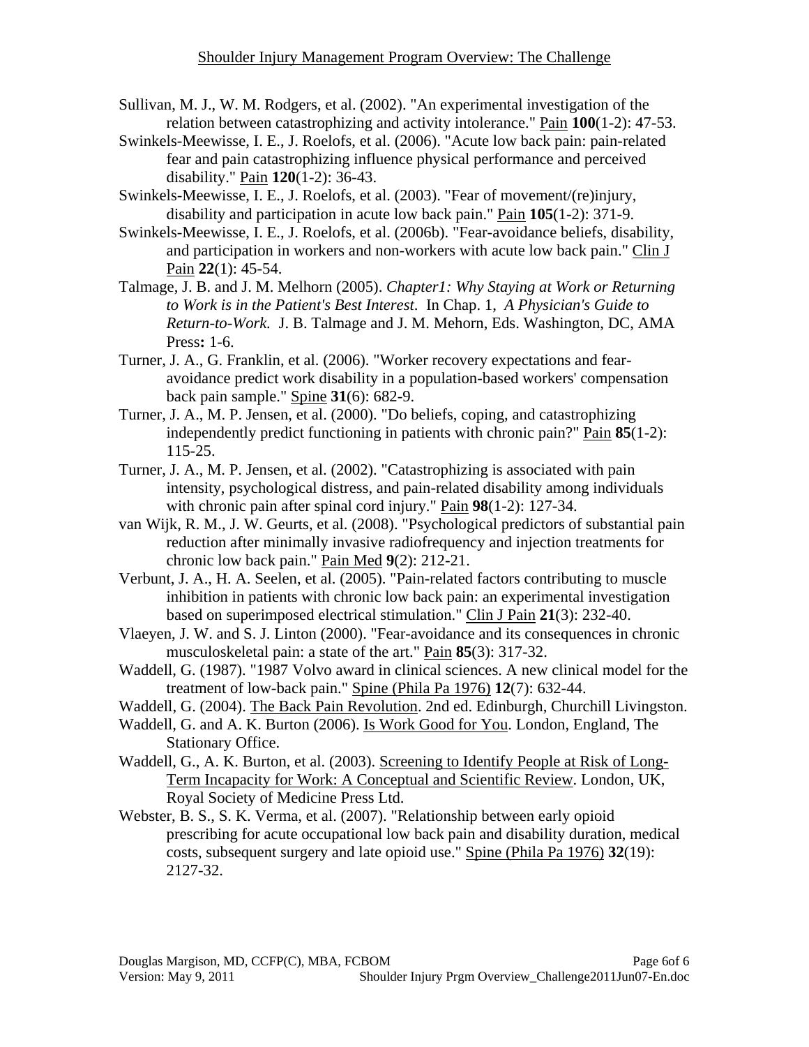Sullivan, M. J., W. M. Rodgers, et al. (2002). "An experimental investigation of the relation between catastrophizing and activity intolerance." Pain **100**(1-2): 47-53.

Swinkels-Meewisse, I. E., J. Roelofs, et al. (2006). "Acute low back pain: pain-related fear and pain catastrophizing influence physical performance and perceived disability." Pain **120**(1-2): 36-43.

Swinkels-Meewisse, I. E., J. Roelofs, et al. (2003). "Fear of movement/(re)injury, disability and participation in acute low back pain." Pain **105**(1-2): 371-9.

Swinkels-Meewisse, I. E., J. Roelofs, et al. (2006b). "Fear-avoidance beliefs, disability, and participation in workers and non-workers with acute low back pain." Clin J Pain **22**(1): 45-54.

Talmage, J. B. and J. M. Melhorn (2005). *Chapter1: Why Staying at Work or Returning to Work is in the Patient's Best Interest*. In Chap. 1, *A Physician's Guide to Return-to-Work.* J. B. Talmage and J. M. Mehorn, Eds. Washington, DC, AMA Press**:** 1-6.

Turner, J. A., G. Franklin, et al. (2006). "Worker recovery expectations and fear-avoidance predict work disability in a population-based workers' compensation back pain sample." Spine **31**(6): 682-9.

Turner, J. A., M. P. Jensen, et al. (2000). "Do beliefs, coping, and catastrophizing independently predict functioning in patients with chronic pain?" Pain **85**(1-2): 115-25.

Turner, J. A., M. P. Jensen, et al. (2002). "Catastrophizing is associated with pain intensity, psychological distress, and pain-related disability among individuals with chronic pain after spinal cord injury." Pain **98**(1-2): 127-34.

van Wijk, R. M., J. W. Geurts, et al. (2008). "Psychological predictors of substantial pain reduction after minimally invasive radiofrequency and injection treatments for chronic low back pain." Pain Med **9**(2): 212-21.

Verbunt, J. A., H. A. Seelen, et al. (2005). "Pain-related factors contributing to muscle inhibition in patients with chronic low back pain: an experimental investigation based on superimposed electrical stimulation." Clin J Pain **21**(3): 232-40.

Vlaeyen, J. W. and S. J. Linton (2000). "Fear-avoidance and its consequences in chronic musculoskeletal pain: a state of the art." Pain **85**(3): 317-32.

Waddell, G. (1987). "1987 Volvo award in clinical sciences. A new clinical model for the treatment of low-back pain." Spine (Phila Pa 1976) **12**(7): 632-44.

Waddell, G. (2004). The Back Pain Revolution. 2nd ed. Edinburgh, Churchill Livingston.

Waddell, G. and A. K. Burton (2006). Is Work Good for You. London, England, The Stationary Office.

Waddell, G., A. K. Burton, et al. (2003). Screening to Identify People at Risk of Long-Term Incapacity for Work: A Conceptual and Scientific Review. London, UK, Royal Society of Medicine Press Ltd.

Webster, B. S., S. K. Verma, et al. (2007). "Relationship between early opioid prescribing for acute occupational low back pain and disability duration, medical costs, subsequent surgery and late opioid use." Spine (Phila Pa 1976) **32**(19): 2127-32.